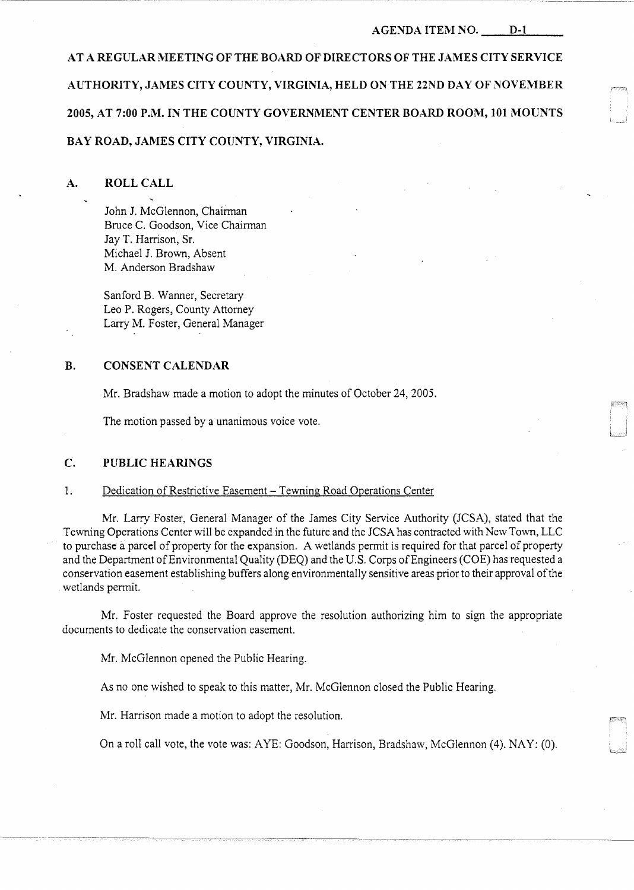AGENDA ITEM NO. D-1

**AT A REGULAR MEETING OF THE BOARD OF DIRECTORS OF THE JAMES CITY SERVICE AUTHORITY, JAMES CITY COUNTY, VIRGINIA, HELD ON THE 22ND DAY OF NOVEMBER 2005, AT 7:00 P.M. IN THE COUNTY GOVERNMENT CENTER BOARD ROOM, 101 MOUNTS BAY ROAD, JAMES CITY COUNTY, VIRGINIA.**

## A. ROLL CALL

John J. McGlennon, Chairman
Bruce C. Goodson, Vice Chairman
Jay T. Harrison, Sr.
Michael J. Brown, Absent
M. Anderson Bradshaw

Sanford B. Wanner, Secretary
Leo P. Rogers, County Attorney
Larry M. Foster, General Manager

## B. CONSENT CALENDAR

Mr. Bradshaw made a motion to adopt the minutes of October 24, 2005.

The motion passed by a unanimous voice vote.

## C. PUBLIC HEARINGS

1. Dedication of Restrictive Easement – Tewning Road Operations Center

Mr. Larry Foster, General Manager of the James City Service Authority (JCSA), stated that the Tewning Operations Center will be expanded in the future and the JCSA has contracted with New Town, LLC to purchase a parcel of property for the expansion. A wetlands permit is required for that parcel of property and the Department of Environmental Quality (DEQ) and the U.S. Corps of Engineers (COE) has requested a conservation easement establishing buffers along environmentally sensitive areas prior to their approval of the wetlands permit.

Mr. Foster requested the Board approve the resolution authorizing him to sign the appropriate documents to dedicate the conservation easement.

Mr. McGlennon opened the Public Hearing.

As no one wished to speak to this matter, Mr. McGlennon closed the Public Hearing.

Mr. Harrison made a motion to adopt the resolution.

On a roll call vote, the vote was: AYE: Goodson, Harrison, Bradshaw, McGlennon (4). NAY: (0).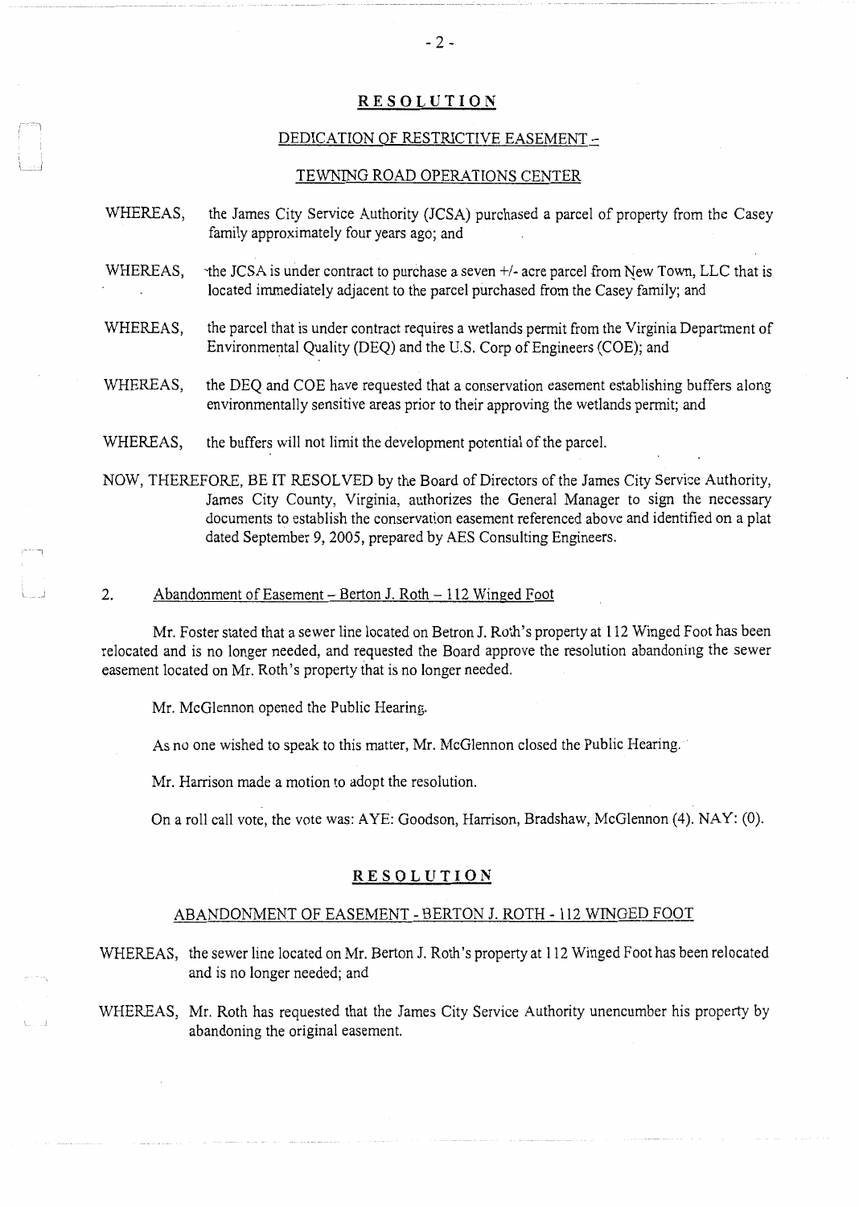## RESOLUTION

### DEDICATION OF RESTRICTIVE EASEMENT -

### TEWNING ROAD OPERATIONS CENTER

WHEREAS, the James City Service Authority (JCSA) purchased a parcel of property from the Casey family approximately four years ago; and

WHEREAS, the JCSA is under contract to purchase a seven +/- acre parcel from New Town, LLC that is located immediately adjacent to the parcel purchased from the Casey family; and

WHEREAS, the parcel that is under contract requires a wetlands permit from the Virginia Department of Environmental Quality (DEQ) and the U.S. Corp of Engineers (COE); and

WHEREAS, the DEQ and COE have requested that a conservation easement establishing buffers along environmentally sensitive areas prior to their approving the wetlands permit; and

WHEREAS, the buffers will not limit the development potential of the parcel.

NOW, THEREFORE, BE IT RESOLVED by the Board of Directors of the James City Service Authority, James City County, Virginia, authorizes the General Manager to sign the necessary documents to establish the conservation easement referenced above and identified on a plat dated September 9, 2005, prepared by AES Consulting Engineers.

2. Abandonment of Easement – Berton J. Roth – 112 Winged Foot

Mr. Foster stated that a sewer line located on Betron J. Roth's property at 112 Winged Foot has been relocated and is no longer needed, and requested the Board approve the resolution abandoning the sewer easement located on Mr. Roth's property that is no longer needed.

Mr. McGlennon opened the Public Hearing.

As no one wished to speak to this matter, Mr. McGlennon closed the Public Hearing.

Mr. Harrison made a motion to adopt the resolution.

On a roll call vote, the vote was: AYE: Goodson, Harrison, Bradshaw, McGlennon (4). NAY: (0).

## RESOLUTION

### ABANDONMENT OF EASEMENT - BERTON J. ROTH - 112 WINGED FOOT

WHEREAS, the sewer line located on Mr. Berton J. Roth's property at 112 Winged Foot has been relocated and is no longer needed; and

WHEREAS, Mr. Roth has requested that the James City Service Authority unencumber his property by abandoning the original easement.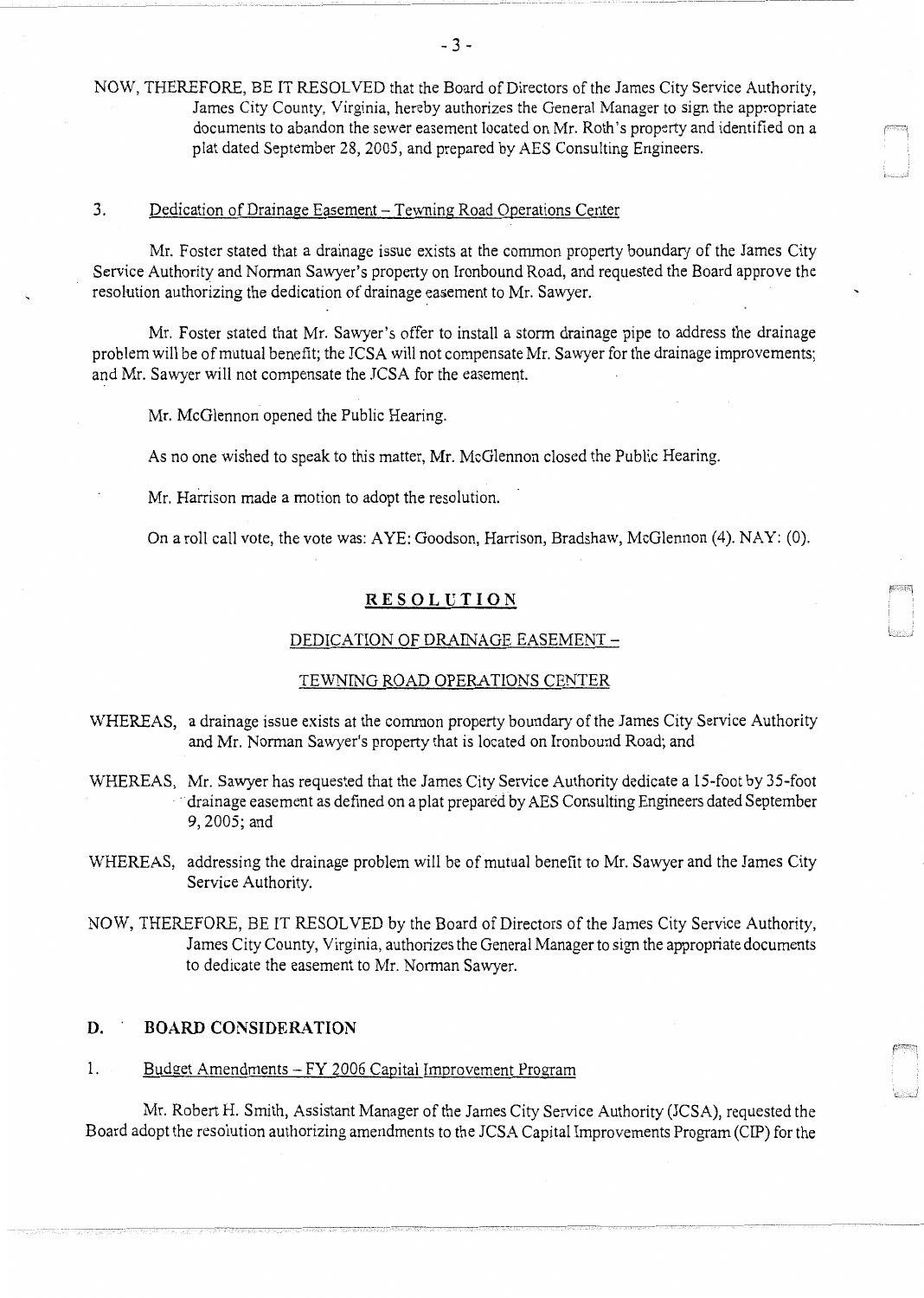NOW, THEREFORE, BE IT RESOLVED that the Board of Directors of the James City Service Authority, James City County, Virginia, hereby authorizes the General Manager to sign the appropriate documents to abandon the sewer easement located on Mr. Roth's property and identified on a plat dated September 28, 2005, and prepared by AES Consulting Engineers.

3. Dedication of Drainage Easement – Tewning Road Operations Center

Mr. Foster stated that a drainage issue exists at the common property boundary of the James City Service Authority and Norman Sawyer's property on Ironbound Road, and requested the Board approve the resolution authorizing the dedication of drainage easement to Mr. Sawyer.

Mr. Foster stated that Mr. Sawyer's offer to install a storm drainage pipe to address the drainage problem will be of mutual benefit; the JCSA will not compensate Mr. Sawyer for the drainage improvements; and Mr. Sawyer will not compensate the JCSA for the easement.

Mr. McGlennon opened the Public Hearing.

As no one wished to speak to this matter, Mr. McGlennon closed the Public Hearing.

Mr. Harrison made a motion to adopt the resolution.

On a roll call vote, the vote was: AYE: Goodson, Harrison, Bradshaw, McGlennon (4). NAY: (0).

**RESOLUTION**

DEDICATION OF DRAINAGE EASEMENT –

TEWNING ROAD OPERATIONS CENTER

WHEREAS, a drainage issue exists at the common property boundary of the James City Service Authority and Mr. Norman Sawyer's property that is located on Ironbound Road; and

WHEREAS, Mr. Sawyer has requested that the James City Service Authority dedicate a 15-foot by 35-foot drainage easement as defined on a plat prepared by AES Consulting Engineers dated September 9, 2005; and

WHEREAS, addressing the drainage problem will be of mutual benefit to Mr. Sawyer and the James City Service Authority.

NOW, THEREFORE, BE IT RESOLVED by the Board of Directors of the James City Service Authority, James City County, Virginia, authorizes the General Manager to sign the appropriate documents to dedicate the easement to Mr. Norman Sawyer.

## D. BOARD CONSIDERATION

1. Budget Amendments – FY 2006 Capital Improvement Program

Mr. Robert H. Smith, Assistant Manager of the James City Service Authority (JCSA), requested the Board adopt the resolution authorizing amendments to the JCSA Capital Improvements Program (CIP) for the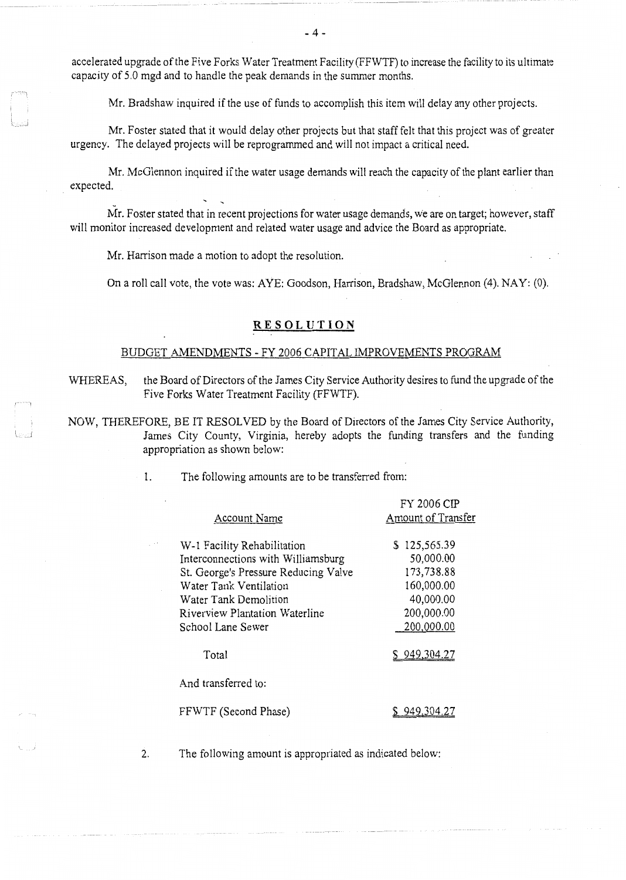accelerated upgrade of the Five Forks Water Treatment Facility (FFWTF) to increase the facility to its ultimate capacity of 5.0 mgd and to handle the peak demands in the summer months.

Mr. Bradshaw inquired if the use of funds to accomplish this item will delay any other projects.

Mr. Foster stated that it would delay other projects but that staff felt that this project was of greater urgency. The delayed projects will be reprogrammed and will not impact a critical need.

Mr. McGlennon inquired if the water usage demands will reach the capacity of the plant earlier than expected.

Mr. Foster stated that in recent projections for water usage demands, we are on target; however, staff will monitor increased development and related water usage and advice the Board as appropriate.

Mr. Harrison made a motion to adopt the resolution.

On a roll call vote, the vote was: AYE: Goodson, Harrison, Bradshaw, McGlennon (4). NAY: (0).

## RESOLUTION

### BUDGET AMENDMENTS - FY 2006 CAPITAL IMPROVEMENTS PROGRAM

WHEREAS, the Board of Directors of the James City Service Authority desires to fund the upgrade of the Five Forks Water Treatment Facility (FFWTF).

NOW, THEREFORE, BE IT RESOLVED by the Board of Directors of the James City Service Authority, James City County, Virginia, hereby adopts the funding transfers and the funding appropriation as shown below:

1. The following amounts are to be transferred from:

| Account Name | FY 2006 CIP Amount of Transfer |
|---|---|
| W-1 Facility Rehabilitation | $ 125,565.39 |
| Interconnections with Williamsburg | 50,000.00 |
| St. George's Pressure Reducing Valve | 173,738.88 |
| Water Tank Ventilation | 160,000.00 |
| Water Tank Demolition | 40,000.00 |
| Riverview Plantation Waterline | 200,000.00 |
| School Lane Sewer | 200,000.00 |
| Total | $ 949,304.27 |
| And transferred to: | |
| FFWTF (Second Phase) | $ 949,304.27 |

2. The following amount is appropriated as indicated below: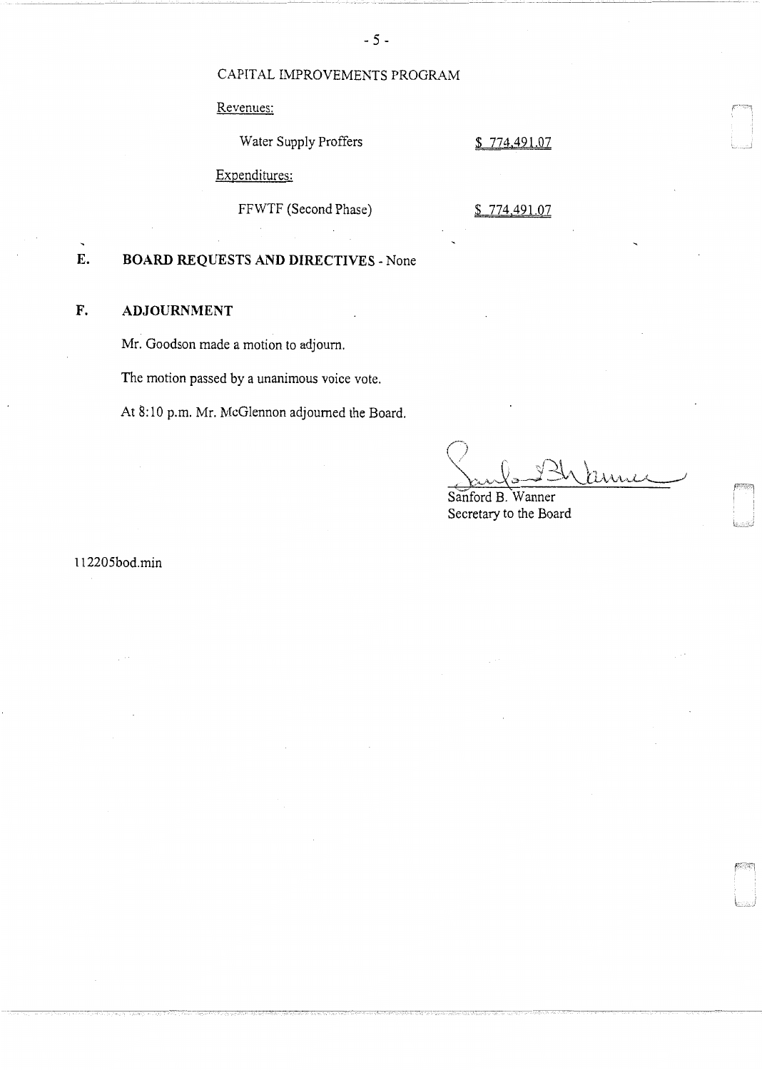CAPITAL IMPROVEMENTS PROGRAM

Revenues:

| | |
|---|---|
| Water Supply Proffers | $ 774,491.07 |

Expenditures:

| | |
|---|---|
| FFWTF (Second Phase) | $ 774,491.07 |

## E. BOARD REQUESTS AND DIRECTIVES - None

## F. ADJOURNMENT

Mr. Goodson made a motion to adjourn.

The motion passed by a unanimous voice vote.

At 8:10 p.m. Mr. McGlennon adjourned the Board.

Sanford B. Wanner
Secretary to the Board

112205bod.min